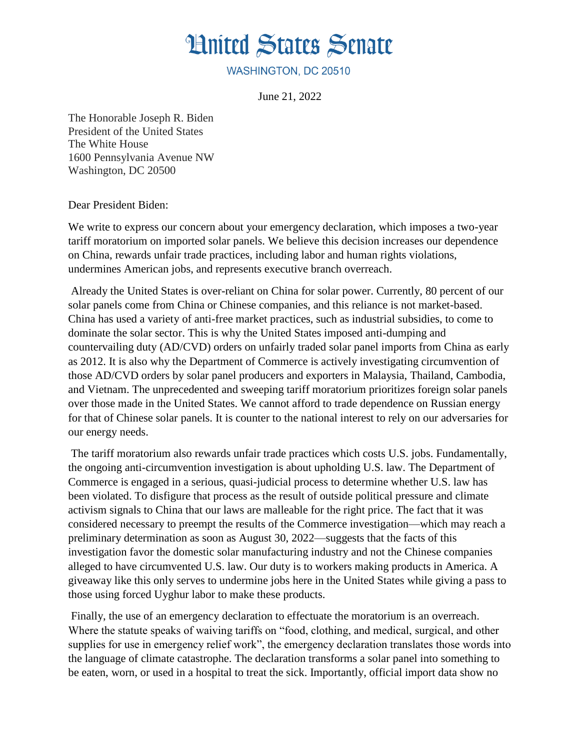# United States Senate

WASHINGTON, DC 20510

June 21, 2022

The Honorable Joseph R. Biden
President of the United States
The White House
1600 Pennsylvania Avenue NW
Washington, DC 20500

Dear President Biden:

We write to express our concern about your emergency declaration, which imposes a two-year tariff moratorium on imported solar panels. We believe this decision increases our dependence on China, rewards unfair trade practices, including labor and human rights violations, undermines American jobs, and represents executive branch overreach.

Already the United States is over-reliant on China for solar power. Currently, 80 percent of our solar panels come from China or Chinese companies, and this reliance is not market-based. China has used a variety of anti-free market practices, such as industrial subsidies, to come to dominate the solar sector. This is why the United States imposed anti-dumping and countervailing duty (AD/CVD) orders on unfairly traded solar panel imports from China as early as 2012. It is also why the Department of Commerce is actively investigating circumvention of those AD/CVD orders by solar panel producers and exporters in Malaysia, Thailand, Cambodia, and Vietnam. The unprecedented and sweeping tariff moratorium prioritizes foreign solar panels over those made in the United States. We cannot afford to trade dependence on Russian energy for that of Chinese solar panels. It is counter to the national interest to rely on our adversaries for our energy needs.

The tariff moratorium also rewards unfair trade practices which costs U.S. jobs. Fundamentally, the ongoing anti-circumvention investigation is about upholding U.S. law. The Department of Commerce is engaged in a serious, quasi-judicial process to determine whether U.S. law has been violated. To disfigure that process as the result of outside political pressure and climate activism signals to China that our laws are malleable for the right price. The fact that it was considered necessary to preempt the results of the Commerce investigation—which may reach a preliminary determination as soon as August 30, 2022—suggests that the facts of this investigation favor the domestic solar manufacturing industry and not the Chinese companies alleged to have circumvented U.S. law. Our duty is to workers making products in America. A giveaway like this only serves to undermine jobs here in the United States while giving a pass to those using forced Uyghur labor to make these products.

Finally, the use of an emergency declaration to effectuate the moratorium is an overreach. Where the statute speaks of waiving tariffs on "food, clothing, and medical, surgical, and other supplies for use in emergency relief work", the emergency declaration translates those words into the language of climate catastrophe. The declaration transforms a solar panel into something to be eaten, worn, or used in a hospital to treat the sick. Importantly, official import data show no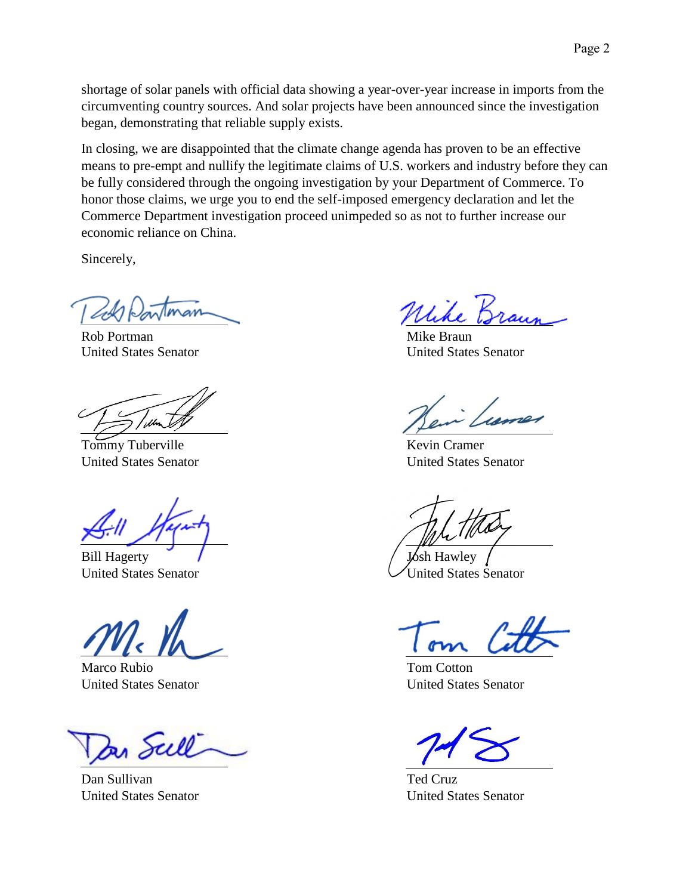shortage of solar panels with official data showing a year-over-year increase in imports from the circumventing country sources. And solar projects have been announced since the investigation began, demonstrating that reliable supply exists.

In closing, we are disappointed that the climate change agenda has proven to be an effective means to pre-empt and nullify the legitimate claims of U.S. workers and industry before they can be fully considered through the ongoing investigation by your Department of Commerce. To honor those claims, we urge you to end the self-imposed emergency declaration and let the Commerce Department investigation proceed unimpeded so as not to further increase our economic reliance on China.

Sincerely,

Rob Portman
United States Senator

Mike Braun
United States Senator

Tommy Tuberville
United States Senator

Kevin Cramer
United States Senator

Bill Hagerty
United States Senator

Josh Hawley
United States Senator

Marco Rubio
United States Senator

Tom Cotton
United States Senator

Dan Sullivan
United States Senator

Ted Cruz
United States Senator